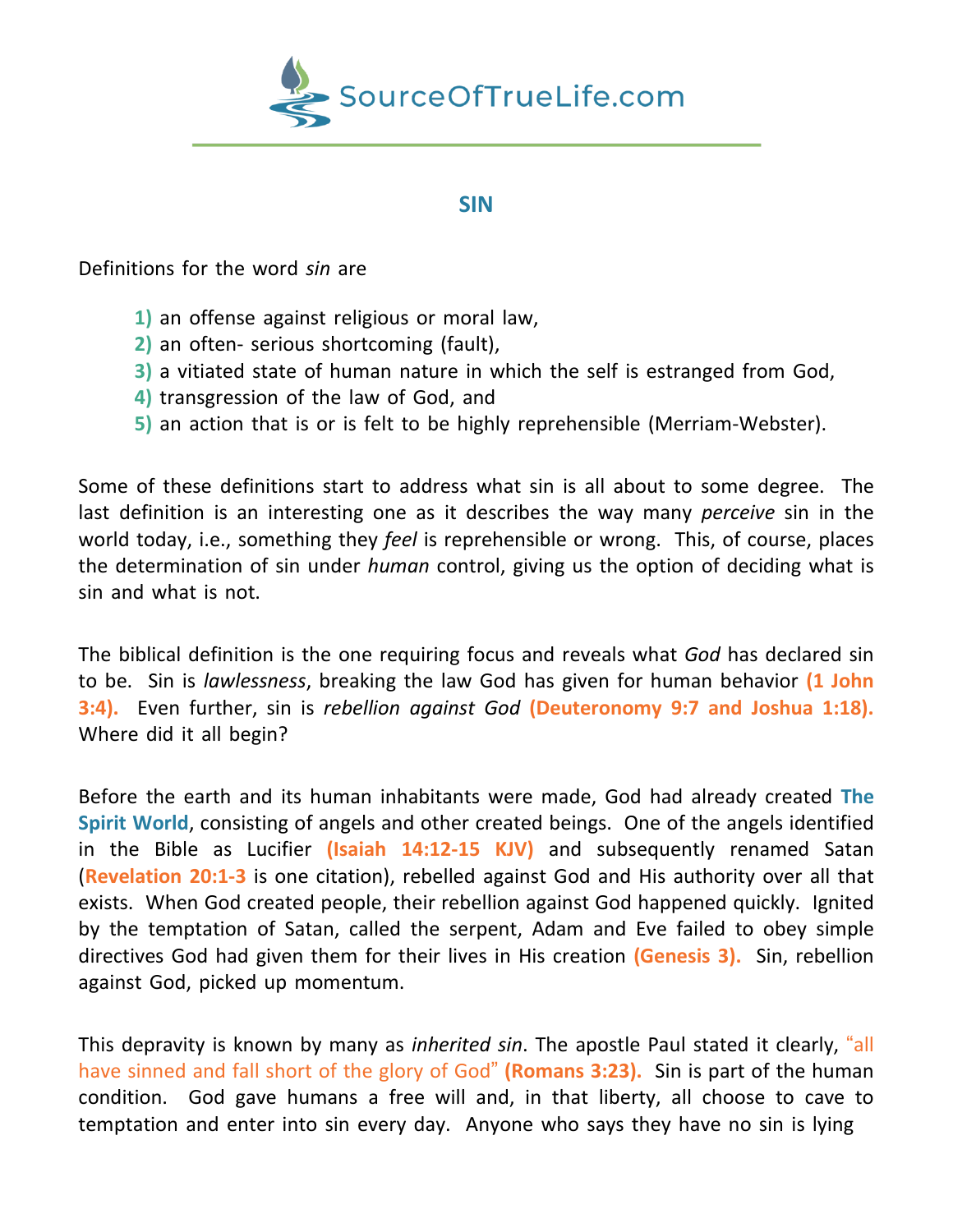# SIN

Definitions for the word *sin* are

1) an offense against religious or moral law,
2) an often- serious shortcoming (fault),
3) a vitiated state of human nature in which the self is estranged from God,
4) transgression of the law of God, and
5) an action that is or is felt to be highly reprehensible (Merriam-Webster).

Some of these definitions start to address what sin is all about to some degree. The last definition is an interesting one as it describes the way many *perceive* sin in the world today, i.e., something they *feel* is reprehensible or wrong. This, of course, places the determination of sin under *human* control, giving us the option of deciding what is sin and what is not.

The biblical definition is the one requiring focus and reveals what *God* has declared sin to be. Sin is *lawlessness*, breaking the law God has given for human behavior **(1 John 3:4).** Even further, sin is *rebellion against God* **(Deuteronomy 9:7 and Joshua 1:18).** Where did it all begin?

Before the earth and its human inhabitants were made, God had already created **The Spirit World**, consisting of angels and other created beings. One of the angels identified in the Bible as Lucifier **(Isaiah 14:12-15 KJV)** and subsequently renamed Satan (**Revelation 20:1-3** is one citation), rebelled against God and His authority over all that exists. When God created people, their rebellion against God happened quickly. Ignited by the temptation of Satan, called the serpent, Adam and Eve failed to obey simple directives God had given them for their lives in His creation **(Genesis 3).** Sin, rebellion against God, picked up momentum.

This depravity is known by many as *inherited sin*. The apostle Paul stated it clearly, "all have sinned and fall short of the glory of God" **(Romans 3:23).** Sin is part of the human condition. God gave humans a free will and, in that liberty, all choose to cave to temptation and enter into sin every day. Anyone who says they have no sin is lying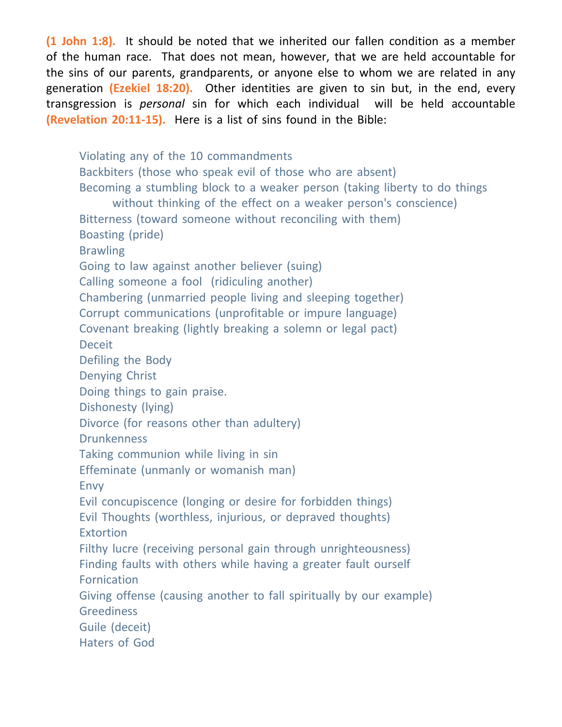**(1 John 1:8).** It should be noted that we inherited our fallen condition as a member of the human race. That does not mean, however, that we are held accountable for the sins of our parents, grandparents, or anyone else to whom we are related in any generation **(Ezekiel 18:20).** Other identities are given to sin but, in the end, every transgression is *personal* sin for which each individual will be held accountable **(Revelation 20:11-15).** Here is a list of sins found in the Bible:

- Violating any of the 10 commandments
- Backbiters (those who speak evil of those who are absent)
- Becoming a stumbling block to a weaker person (taking liberty to do things without thinking of the effect on a weaker person's conscience)
- Bitterness (toward someone without reconciling with them)
- Boasting (pride)
- Brawling
- Going to law against another believer (suing)
- Calling someone a fool (ridiculing another)
- Chambering (unmarried people living and sleeping together)
- Corrupt communications (unprofitable or impure language)
- Covenant breaking (lightly breaking a solemn or legal pact)
- Deceit
- Defiling the Body
- Denying Christ
- Doing things to gain praise.
- Dishonesty (lying)
- Divorce (for reasons other than adultery)
- Drunkenness
- Taking communion while living in sin
- Effeminate (unmanly or womanish man)
- Envy
- Evil concupiscence (longing or desire for forbidden things)
- Evil Thoughts (worthless, injurious, or depraved thoughts)
- Extortion
- Filthy lucre (receiving personal gain through unrighteousness)
- Finding faults with others while having a greater fault ourself
- Fornication
- Giving offense (causing another to fall spiritually by our example)
- Greediness
- Guile (deceit)
- Haters of God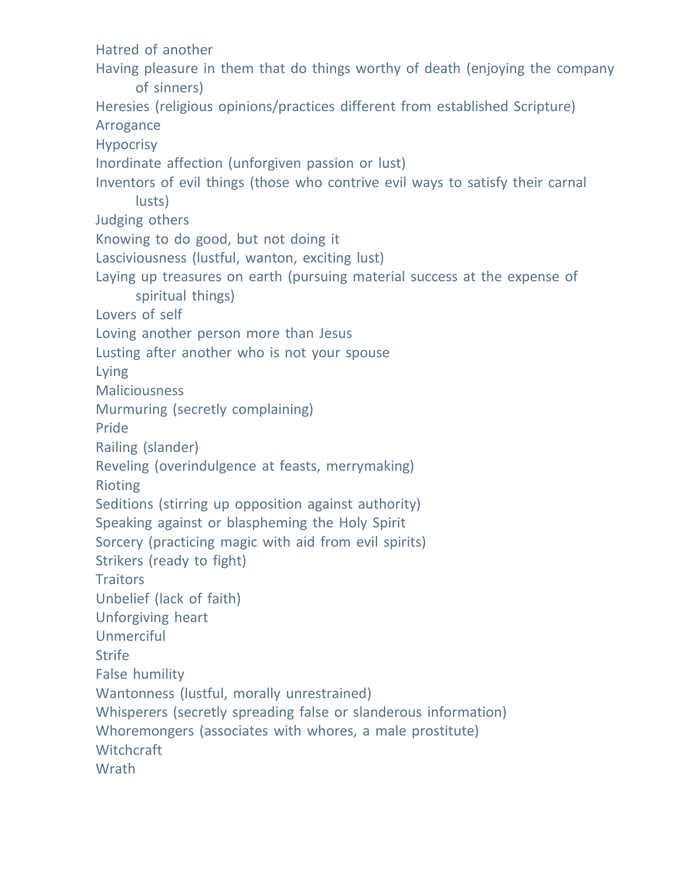Hatred of another

Having pleasure in them that do things worthy of death (enjoying the company of sinners)

Heresies (religious opinions/practices different from established Scripture)

Arrogance

Hypocrisy

Inordinate affection (unforgiven passion or lust)

Inventors of evil things (those who contrive evil ways to satisfy their carnal lusts)

Judging others

Knowing to do good, but not doing it

Lasciviousness (lustful, wanton, exciting lust)

Laying up treasures on earth (pursuing material success at the expense of spiritual things)

Lovers of self

Loving another person more than Jesus

Lusting after another who is not your spouse

Lying

Maliciousness

Murmuring (secretly complaining)

Pride

Railing (slander)

Reveling (overindulgence at feasts, merrymaking)

Rioting

Seditions (stirring up opposition against authority)

Speaking against or blaspheming the Holy Spirit

Sorcery (practicing magic with aid from evil spirits)

Strikers (ready to fight)

Traitors

Unbelief (lack of faith)

Unforgiving heart

Unmerciful

Strife

False humility

Wantonness (lustful, morally unrestrained)

Whisperers (secretly spreading false or slanderous information)

Whoremongers (associates with whores, a male prostitute)

Witchcraft

Wrath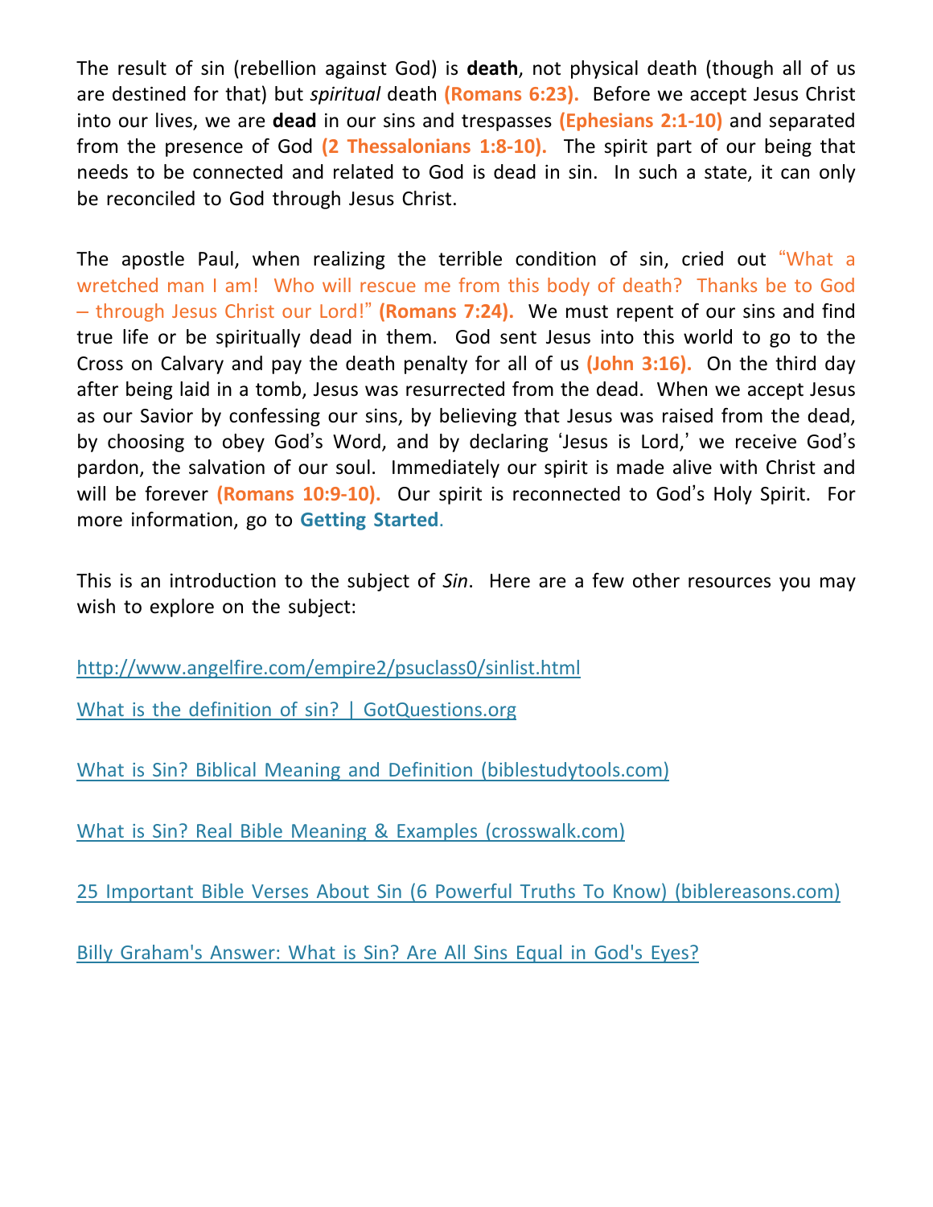The result of sin (rebellion against God) is **death**, not physical death (though all of us are destined for that) but *spiritual* death **(Romans 6:23).** Before we accept Jesus Christ into our lives, we are **dead** in our sins and trespasses **(Ephesians 2:1-10)** and separated from the presence of God **(2 Thessalonians 1:8-10).** The spirit part of our being that needs to be connected and related to God is dead in sin. In such a state, it can only be reconciled to God through Jesus Christ.

The apostle Paul, when realizing the terrible condition of sin, cried out "What a wretched man I am! Who will rescue me from this body of death? Thanks be to God – through Jesus Christ our Lord!" **(Romans 7:24).** We must repent of our sins and find true life or be spiritually dead in them. God sent Jesus into this world to go to the Cross on Calvary and pay the death penalty for all of us **(John 3:16).** On the third day after being laid in a tomb, Jesus was resurrected from the dead. When we accept Jesus as our Savior by confessing our sins, by believing that Jesus was raised from the dead, by choosing to obey God's Word, and by declaring 'Jesus is Lord,' we receive God's pardon, the salvation of our soul. Immediately our spirit is made alive with Christ and will be forever **(Romans 10:9-10).** Our spirit is reconnected to God's Holy Spirit. For more information, go to **Getting Started**.

This is an introduction to the subject of *Sin*. Here are a few other resources you may wish to explore on the subject:

http://www.angelfire.com/empire2/psuclass0/sinlist.html

What is the definition of sin? | GotQuestions.org

What is Sin? Biblical Meaning and Definition (biblestudytools.com)

What is Sin? Real Bible Meaning & Examples (crosswalk.com)

25 Important Bible Verses About Sin (6 Powerful Truths To Know) (biblereasons.com)

Billy Graham's Answer: What is Sin? Are All Sins Equal in God's Eyes?